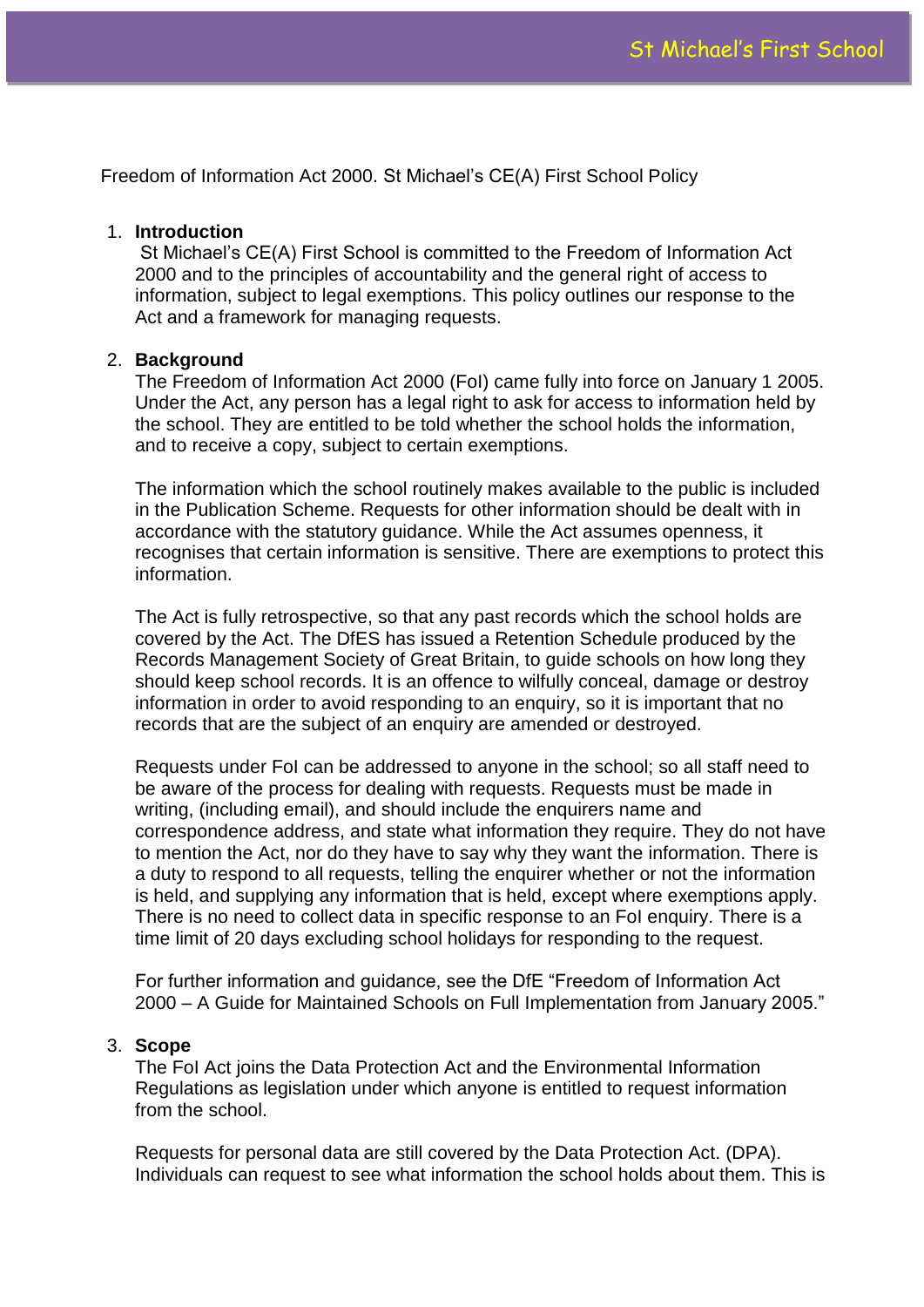Freedom of Information Act 2000. St Michael's CE(A) First School Policy

1. **Introduction**
   St Michael's CE(A) First School is committed to the Freedom of Information Act 2000 and to the principles of accountability and the general right of access to information, subject to legal exemptions. This policy outlines our response to the Act and a framework for managing requests.

2. **Background**
   The Freedom of Information Act 2000 (FoI) came fully into force on January 1 2005. Under the Act, any person has a legal right to ask for access to information held by the school. They are entitled to be told whether the school holds the information, and to receive a copy, subject to certain exemptions.

   The information which the school routinely makes available to the public is included in the Publication Scheme. Requests for other information should be dealt with in accordance with the statutory guidance. While the Act assumes openness, it recognises that certain information is sensitive. There are exemptions to protect this information.

   The Act is fully retrospective, so that any past records which the school holds are covered by the Act. The DfES has issued a Retention Schedule produced by the Records Management Society of Great Britain, to guide schools on how long they should keep school records. It is an offence to wilfully conceal, damage or destroy information in order to avoid responding to an enquiry, so it is important that no records that are the subject of an enquiry are amended or destroyed.

   Requests under FoI can be addressed to anyone in the school; so all staff need to be aware of the process for dealing with requests. Requests must be made in writing, (including email), and should include the enquirers name and correspondence address, and state what information they require. They do not have to mention the Act, nor do they have to say why they want the information. There is a duty to respond to all requests, telling the enquirer whether or not the information is held, and supplying any information that is held, except where exemptions apply. There is no need to collect data in specific response to an FoI enquiry. There is a time limit of 20 days excluding school holidays for responding to the request.

   For further information and guidance, see the DfE "Freedom of Information Act 2000 – A Guide for Maintained Schools on Full Implementation from January 2005."

3. **Scope**
   The FoI Act joins the Data Protection Act and the Environmental Information Regulations as legislation under which anyone is entitled to request information from the school.

   Requests for personal data are still covered by the Data Protection Act. (DPA). Individuals can request to see what information the school holds about them. This is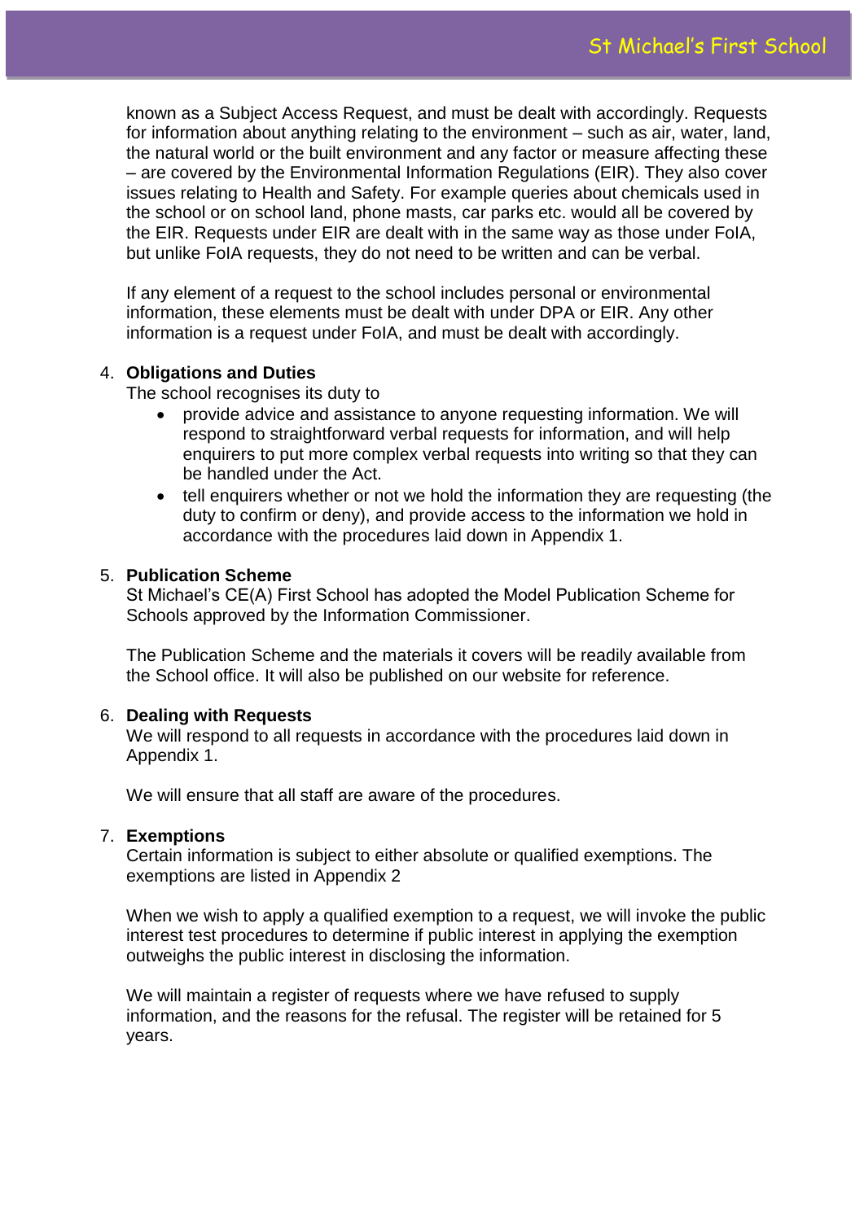known as a Subject Access Request, and must be dealt with accordingly. Requests for information about anything relating to the environment – such as air, water, land, the natural world or the built environment and any factor or measure affecting these – are covered by the Environmental Information Regulations (EIR). They also cover issues relating to Health and Safety. For example queries about chemicals used in the school or on school land, phone masts, car parks etc. would all be covered by the EIR. Requests under EIR are dealt with in the same way as those under FoIA, but unlike FoIA requests, they do not need to be written and can be verbal.

If any element of a request to the school includes personal or environmental information, these elements must be dealt with under DPA or EIR. Any other information is a request under FoIA, and must be dealt with accordingly.

4. **Obligations and Duties**

   The school recognises its duty to

   - provide advice and assistance to anyone requesting information. We will respond to straightforward verbal requests for information, and will help enquirers to put more complex verbal requests into writing so that they can be handled under the Act.
   - tell enquirers whether or not we hold the information they are requesting (the duty to confirm or deny), and provide access to the information we hold in accordance with the procedures laid down in Appendix 1.

5. **Publication Scheme**

   St Michael's CE(A) First School has adopted the Model Publication Scheme for Schools approved by the Information Commissioner.

   The Publication Scheme and the materials it covers will be readily available from the School office. It will also be published on our website for reference.

6. **Dealing with Requests**

   We will respond to all requests in accordance with the procedures laid down in Appendix 1.

   We will ensure that all staff are aware of the procedures.

7. **Exemptions**

   Certain information is subject to either absolute or qualified exemptions. The exemptions are listed in Appendix 2

   When we wish to apply a qualified exemption to a request, we will invoke the public interest test procedures to determine if public interest in applying the exemption outweighs the public interest in disclosing the information.

   We will maintain a register of requests where we have refused to supply information, and the reasons for the refusal. The register will be retained for 5 years.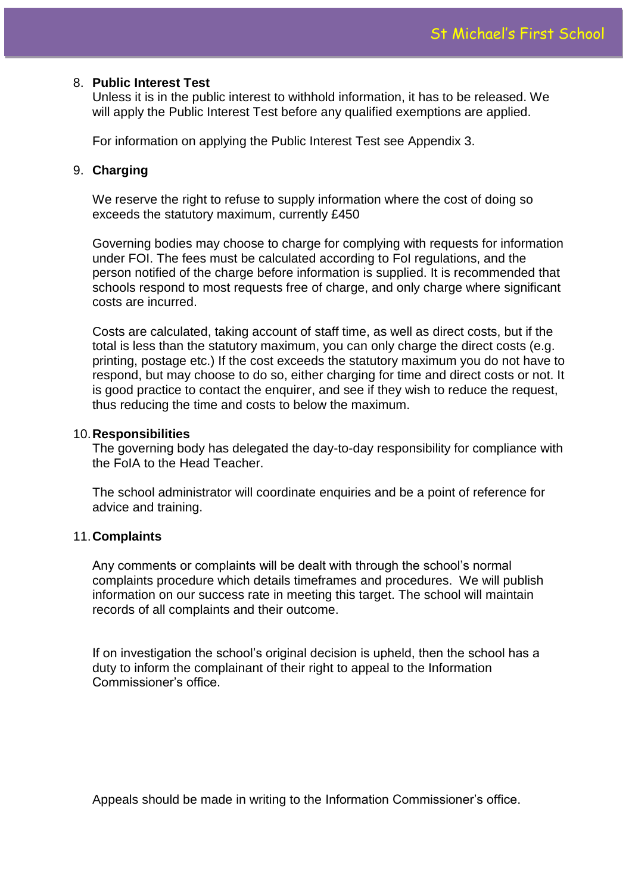8. **Public Interest Test**
   Unless it is in the public interest to withhold information, it has to be released. We will apply the Public Interest Test before any qualified exemptions are applied.

   For information on applying the Public Interest Test see Appendix 3.

9. **Charging**

   We reserve the right to refuse to supply information where the cost of doing so exceeds the statutory maximum, currently £450

   Governing bodies may choose to charge for complying with requests for information under FOI. The fees must be calculated according to FoI regulations, and the person notified of the charge before information is supplied. It is recommended that schools respond to most requests free of charge, and only charge where significant costs are incurred.

   Costs are calculated, taking account of staff time, as well as direct costs, but if the total is less than the statutory maximum, you can only charge the direct costs (e.g. printing, postage etc.) If the cost exceeds the statutory maximum you do not have to respond, but may choose to do so, either charging for time and direct costs or not. It is good practice to contact the enquirer, and see if they wish to reduce the request, thus reducing the time and costs to below the maximum.

10. **Responsibilities**
    The governing body has delegated the day-to-day responsibility for compliance with the FoIA to the Head Teacher.

    The school administrator will coordinate enquiries and be a point of reference for advice and training.

11. **Complaints**

    Any comments or complaints will be dealt with through the school's normal complaints procedure which details timeframes and procedures. We will publish information on our success rate in meeting this target. The school will maintain records of all complaints and their outcome.

    If on investigation the school's original decision is upheld, then the school has a duty to inform the complainant of their right to appeal to the Information Commissioner's office.

    Appeals should be made in writing to the Information Commissioner's office.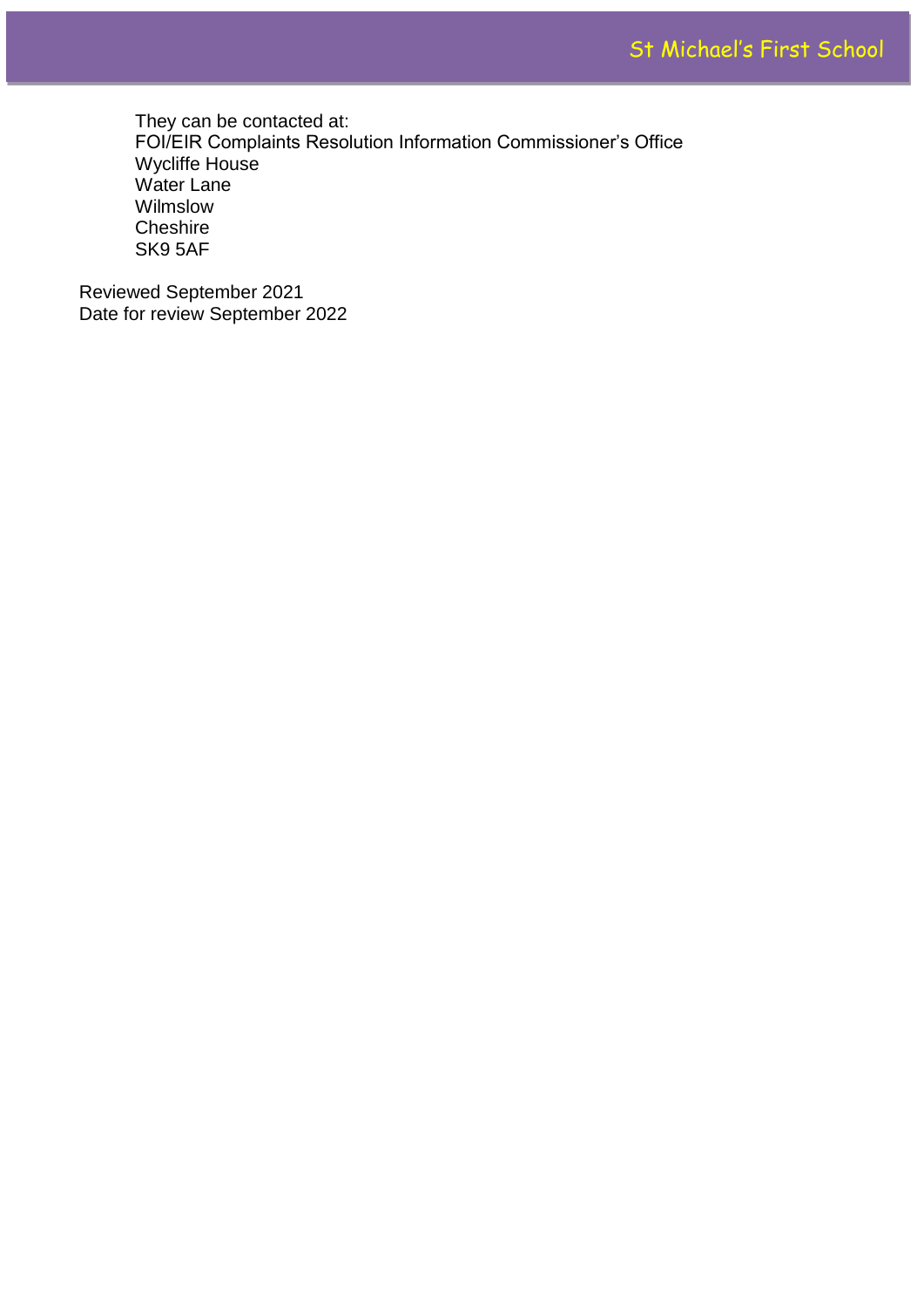They can be contacted at:
FOI/EIR Complaints Resolution Information Commissioner's Office
Wycliffe House
Water Lane
Wilmslow
Cheshire
SK9 5AF

Reviewed September 2021
Date for review September 2022